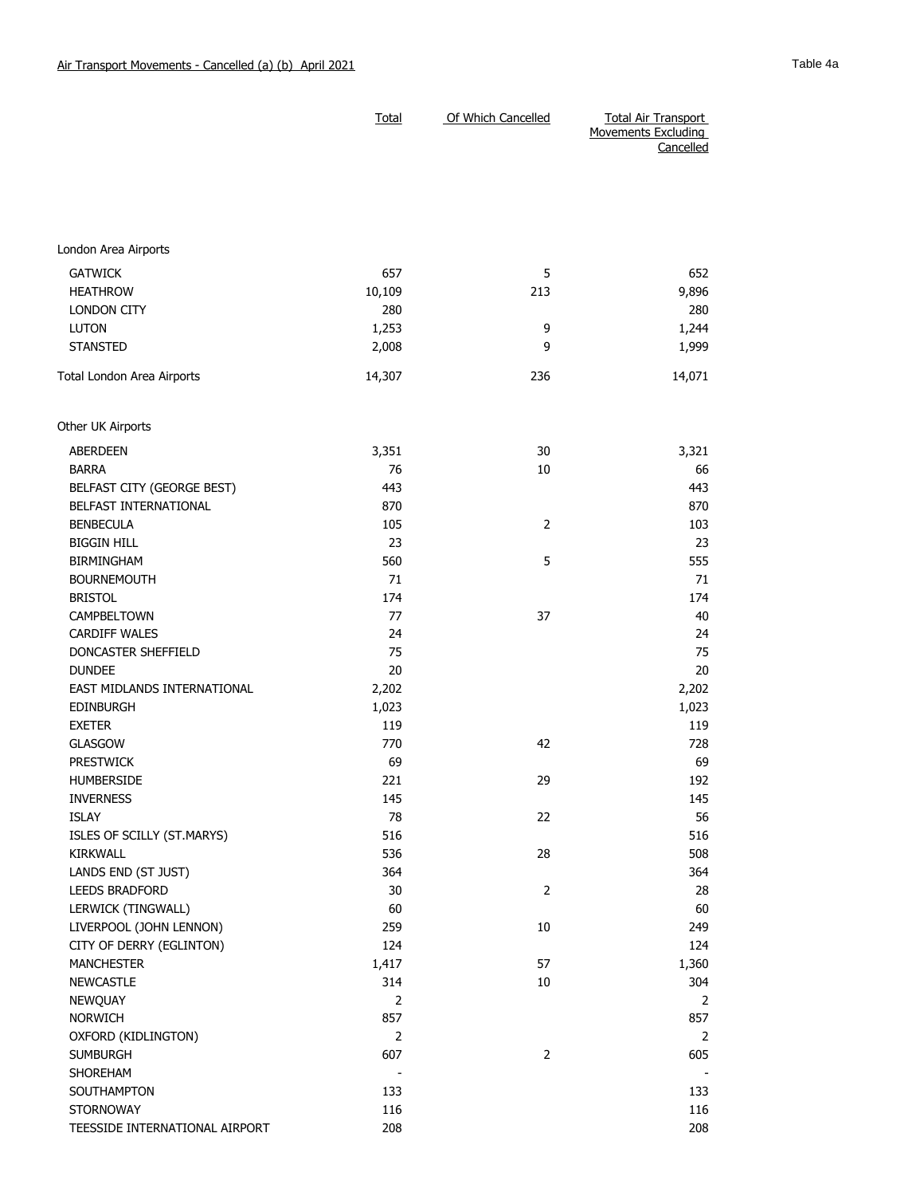Air Transport Movements - Cancelled (a) (b) April 2021

Table 4a

| | Total | Of Which Cancelled | Total Air Transport Movements Excluding Cancelled |
|---|---|---|---|
| London Area Airports | | | |
| GATWICK | 657 | 5 | 652 |
| HEATHROW | 10,109 | 213 | 9,896 |
| LONDON CITY | 280 | | 280 |
| LUTON | 1,253 | 9 | 1,244 |
| STANSTED | 2,008 | 9 | 1,999 |
| Total London Area Airports | 14,307 | 236 | 14,071 |
| Other UK Airports | | | |
| ABERDEEN | 3,351 | 30 | 3,321 |
| BARRA | 76 | 10 | 66 |
| BELFAST CITY (GEORGE BEST) | 443 | | 443 |
| BELFAST INTERNATIONAL | 870 | | 870 |
| BENBECULA | 105 | 2 | 103 |
| BIGGIN HILL | 23 | | 23 |
| BIRMINGHAM | 560 | 5 | 555 |
| BOURNEMOUTH | 71 | | 71 |
| BRISTOL | 174 | | 174 |
| CAMPBELTOWN | 77 | 37 | 40 |
| CARDIFF WALES | 24 | | 24 |
| DONCASTER SHEFFIELD | 75 | | 75 |
| DUNDEE | 20 | | 20 |
| EAST MIDLANDS INTERNATIONAL | 2,202 | | 2,202 |
| EDINBURGH | 1,023 | | 1,023 |
| EXETER | 119 | | 119 |
| GLASGOW | 770 | 42 | 728 |
| PRESTWICK | 69 | | 69 |
| HUMBERSIDE | 221 | 29 | 192 |
| INVERNESS | 145 | | 145 |
| ISLAY | 78 | 22 | 56 |
| ISLES OF SCILLY (ST.MARYS) | 516 | | 516 |
| KIRKWALL | 536 | 28 | 508 |
| LANDS END (ST JUST) | 364 | | 364 |
| LEEDS BRADFORD | 30 | 2 | 28 |
| LERWICK (TINGWALL) | 60 | | 60 |
| LIVERPOOL (JOHN LENNON) | 259 | 10 | 249 |
| CITY OF DERRY (EGLINTON) | 124 | | 124 |
| MANCHESTER | 1,417 | 57 | 1,360 |
| NEWCASTLE | 314 | 10 | 304 |
| NEWQUAY | 2 | | 2 |
| NORWICH | 857 | | 857 |
| OXFORD (KIDLINGTON) | 2 | | 2 |
| SUMBURGH | 607 | 2 | 605 |
| SHOREHAM | - | | - |
| SOUTHAMPTON | 133 | | 133 |
| STORNOWAY | 116 | | 116 |
| TEESSIDE INTERNATIONAL AIRPORT | 208 | | 208 |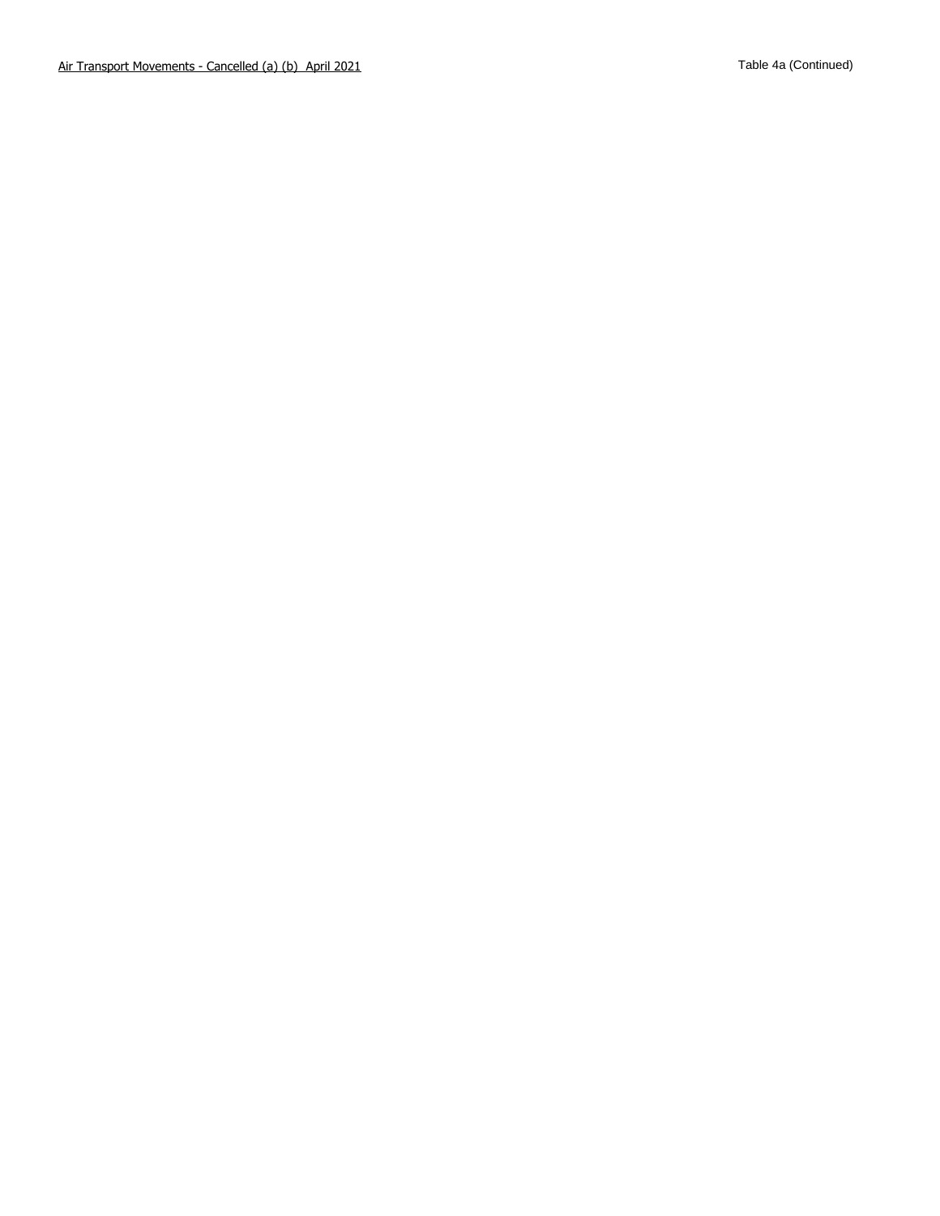Air Transport Movements - Cancelled (a) (b) April 2021

Table 4a (Continued)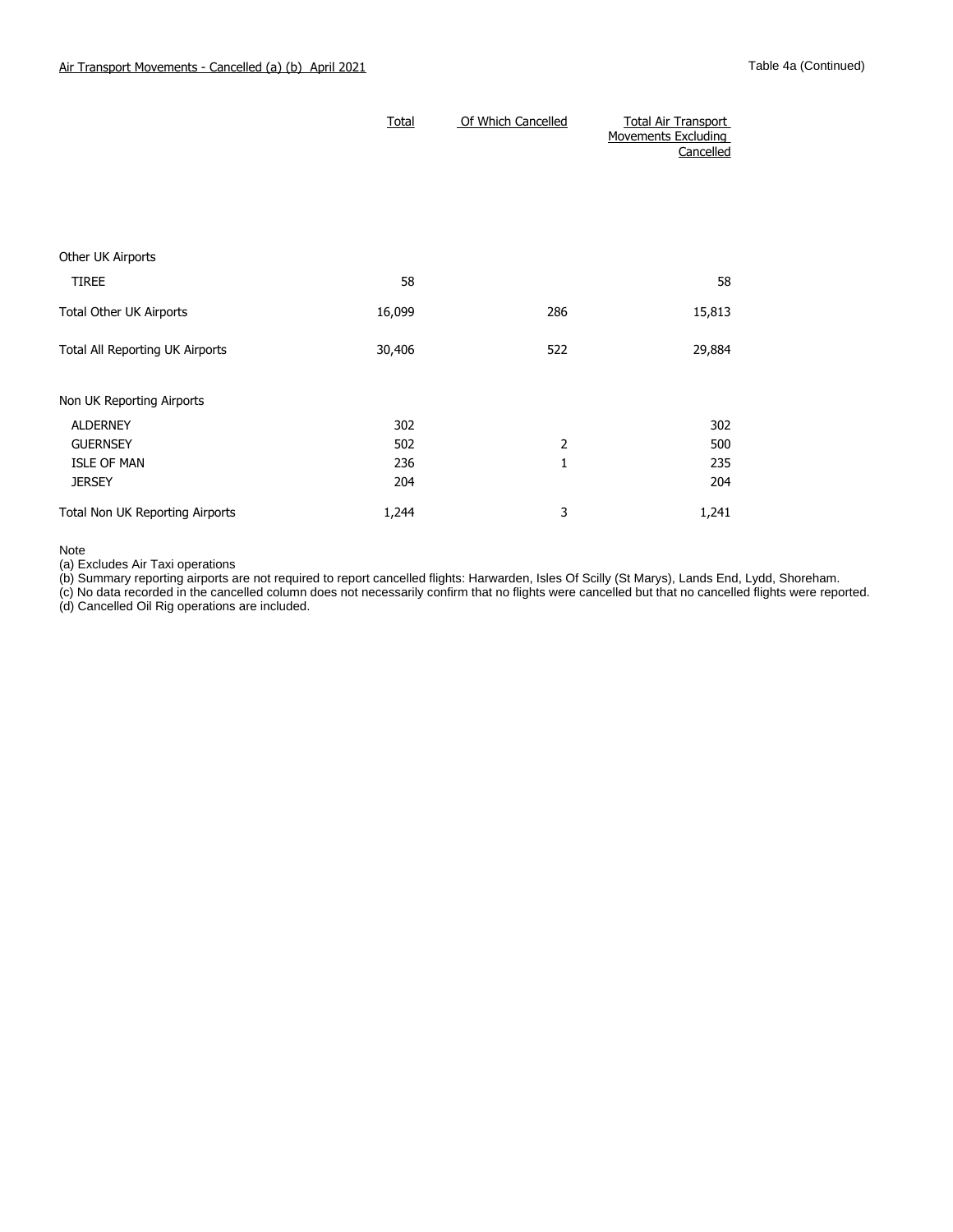Air Transport Movements - Cancelled (a) (b) April 2021

Table 4a (Continued)

| | Total | Of Which Cancelled | Total Air Transport Movements Excluding Cancelled |
|---|---|---|---|
| Other UK Airports | | | |
| TIREE | 58 | | 58 |
| Total Other UK Airports | 16,099 | 286 | 15,813 |
| Total All Reporting UK Airports | 30,406 | 522 | 29,884 |
| Non UK Reporting Airports | | | |
| ALDERNEY | 302 | | 302 |
| GUERNSEY | 502 | 2 | 500 |
| ISLE OF MAN | 236 | 1 | 235 |
| JERSEY | 204 | | 204 |
| Total Non UK Reporting Airports | 1,244 | 3 | 1,241 |

Note
(a) Excludes Air Taxi operations
(b) Summary reporting airports are not required to report cancelled flights: Harwarden, Isles Of Scilly (St Marys), Lands End, Lydd, Shoreham.
(c) No data recorded in the cancelled column does not necessarily confirm that no flights were cancelled but that no cancelled flights were reported.
(d) Cancelled Oil Rig operations are included.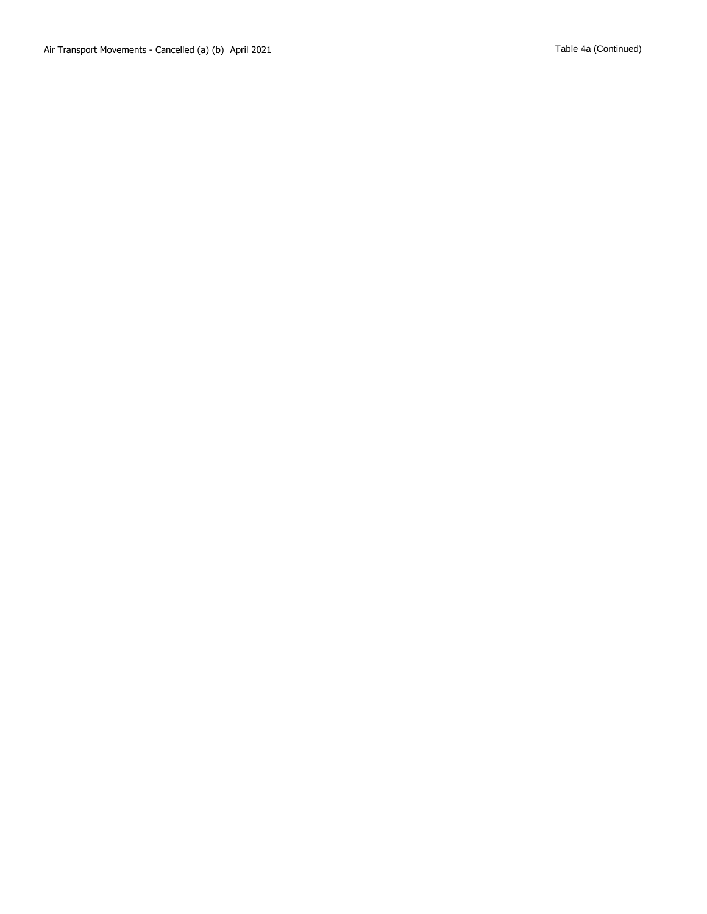Air Transport Movements - Cancelled (a) (b) April 2021

Table 4a (Continued)